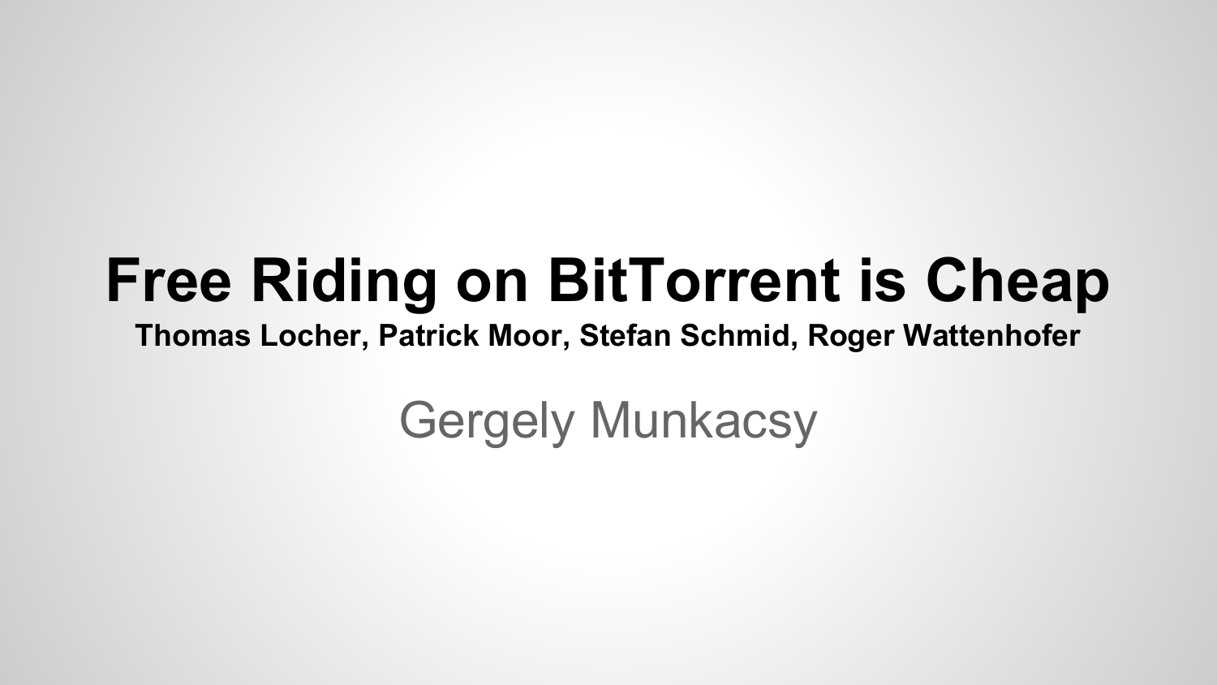# Free Riding on BitTorrent is Cheap

**Thomas Locher, Patrick Moor, Stefan Schmid, Roger Wattenhofer**

Gergely Munkacsy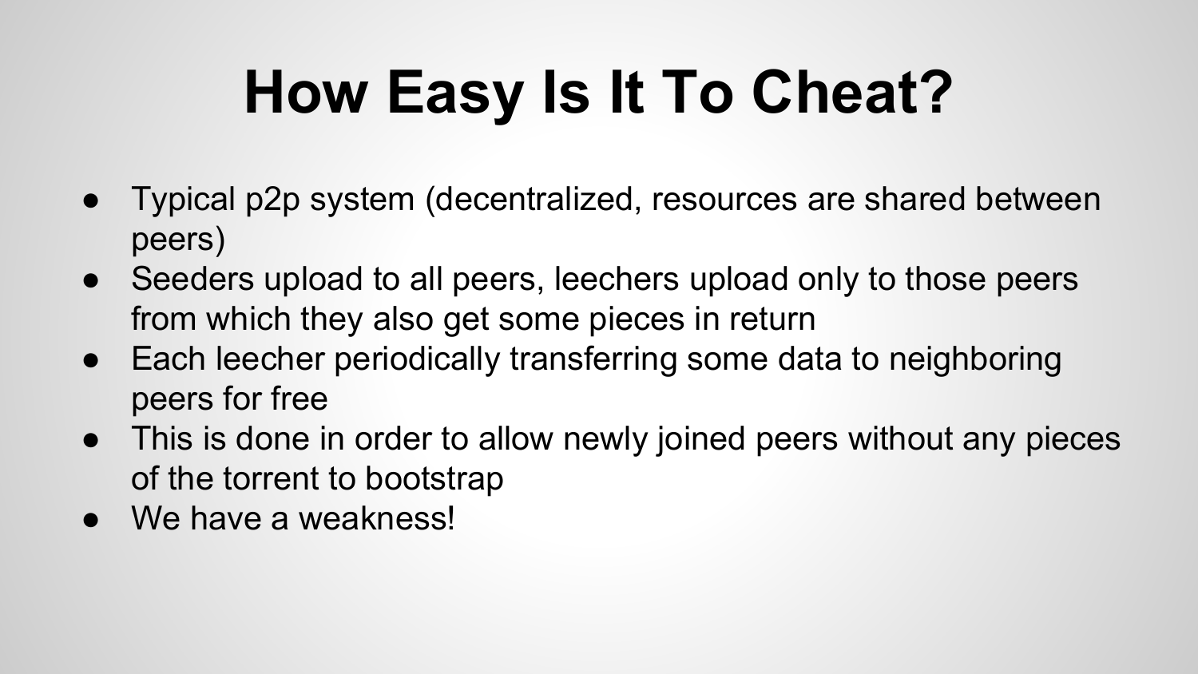# How Easy Is It To Cheat?

- Typical p2p system (decentralized, resources are shared between peers)
- Seeders upload to all peers, leechers upload only to those peers from which they also get some pieces in return
- Each leecher periodically transferring some data to neighboring peers for free
- This is done in order to allow newly joined peers without any pieces of the torrent to bootstrap
- We have a weakness!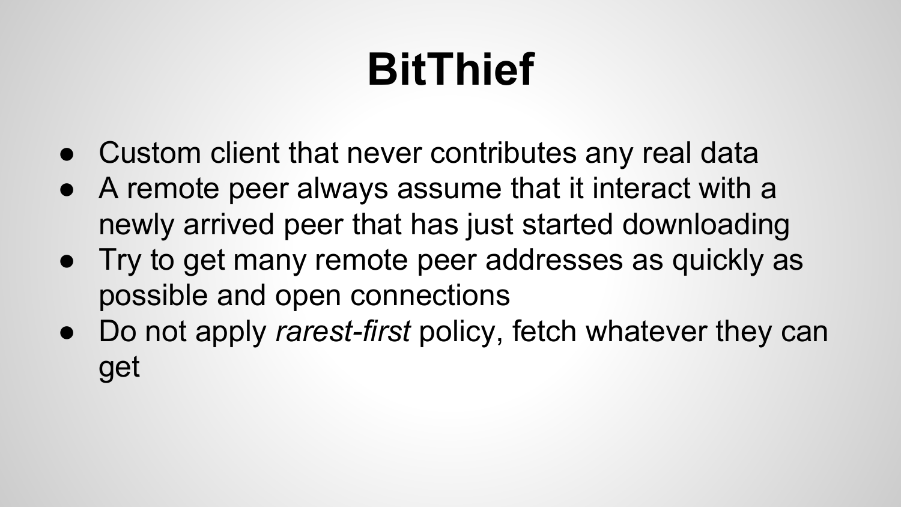# BitThief

- Custom client that never contributes any real data
- A remote peer always assume that it interact with a newly arrived peer that has just started downloading
- Try to get many remote peer addresses as quickly as possible and open connections
- Do not apply *rarest-first* policy, fetch whatever they can get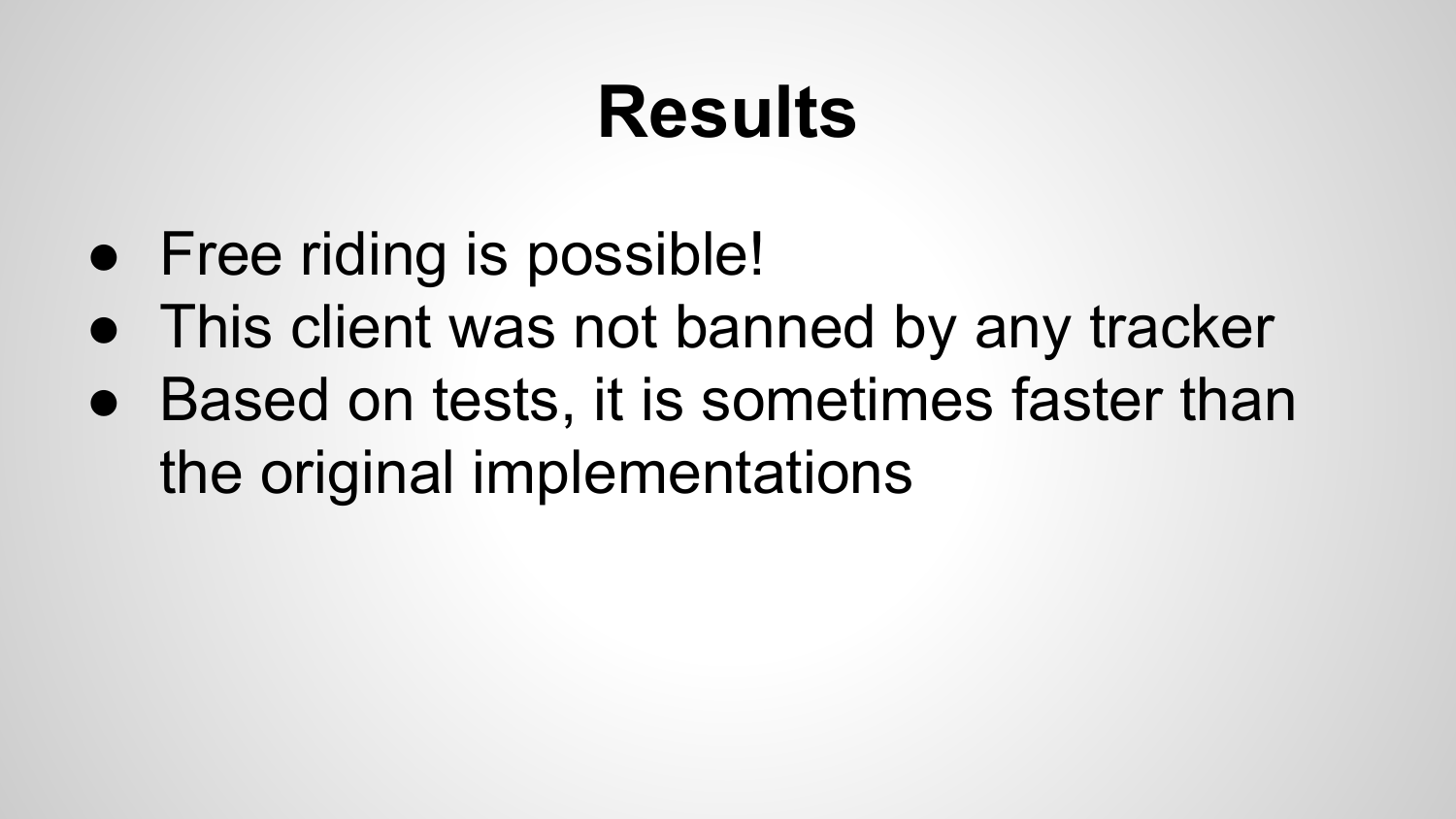# Results

- Free riding is possible!
- This client was not banned by any tracker
- Based on tests, it is sometimes faster than the original implementations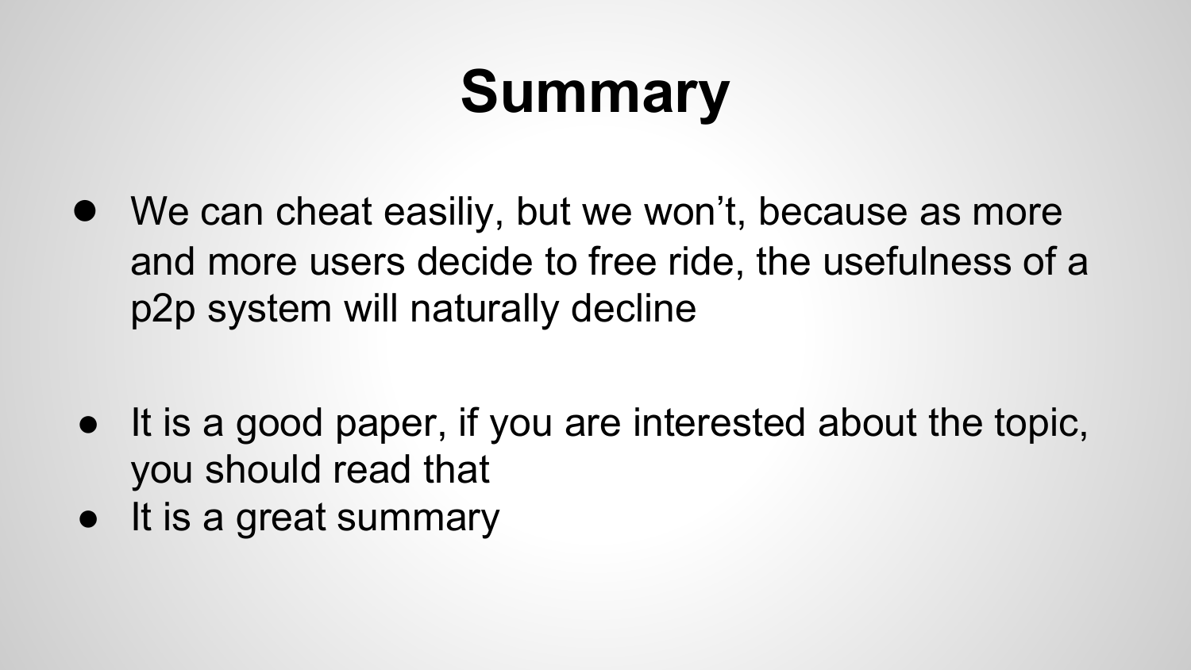# Summary

- We can cheat easiliy, but we won't, because as more and more users decide to free ride, the usefulness of a p2p system will naturally decline

- It is a good paper, if you are interested about the topic, you should read that
- It is a great summary